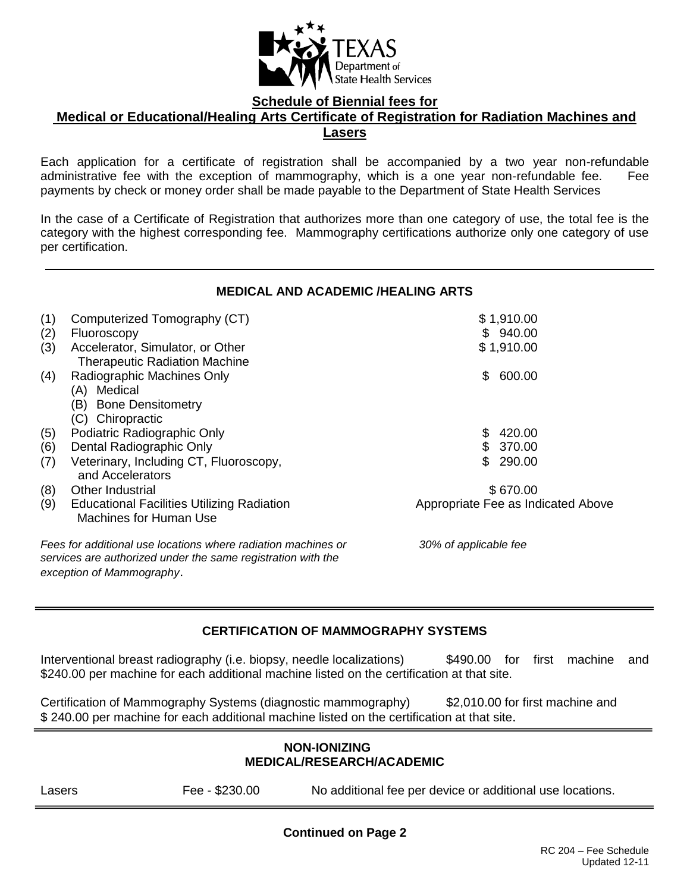TEXAS Department of State Health Services

## Schedule of Biennial fees for Medical or Educational/Healing Arts Certificate of Registration for Radiation Machines and Lasers

Each application for a certificate of registration shall be accompanied by a two year non-refundable administrative fee with the exception of mammography, which is a one year non-refundable fee. Fee payments by check or money order shall be made payable to the Department of State Health Services

In the case of a Certificate of Registration that authorizes more than one category of use, the total fee is the category with the highest corresponding fee. Mammography certifications authorize only one category of use per certification.

---

### MEDICAL AND ACADEMIC /HEALING ARTS

| | Category | Fee |
|---|---|---|
| (1) | Computerized Tomography (CT) | $ 1,910.00 |
| (2) | Fluoroscopy | $ 940.00 |
| (3) | Accelerator, Simulator, or Other Therapeutic Radiation Machine | $ 1,910.00 |
| (4) | Radiographic Machines Only (A) Medical (B) Bone Densitometry (C) Chiropractic | $ 600.00 |
| (5) | Podiatric Radiographic Only | $ 420.00 |
| (6) | Dental Radiographic Only | $ 370.00 |
| (7) | Veterinary, Including CT, Fluoroscopy, and Accelerators | $ 290.00 |
| (8) | Other Industrial | $ 670.00 |
| (9) | Educational Facilities Utilizing Radiation Machines for Human Use | Appropriate Fee as Indicated Above |

*Fees for additional use locations where radiation machines or services are authorized under the same registration with the exception of Mammography*. — *30% of applicable fee*

---

### CERTIFICATION OF MAMMOGRAPHY SYSTEMS

Interventional breast radiography (i.e. biopsy, needle localizations) $490.00 for first machine and $240.00 per machine for each additional machine listed on the certification at that site.

Certification of Mammography Systems (diagnostic mammography) $2,010.00 for first machine and $ 240.00 per machine for each additional machine listed on the certification at that site.

---

### NON-IONIZING MEDICAL/RESEARCH/ACADEMIC

| | | |
|---|---|---|
| Lasers | Fee - $230.00 | No additional fee per device or additional use locations. |

---

**Continued on Page 2**

RC 204 – Fee Schedule
Updated 12-11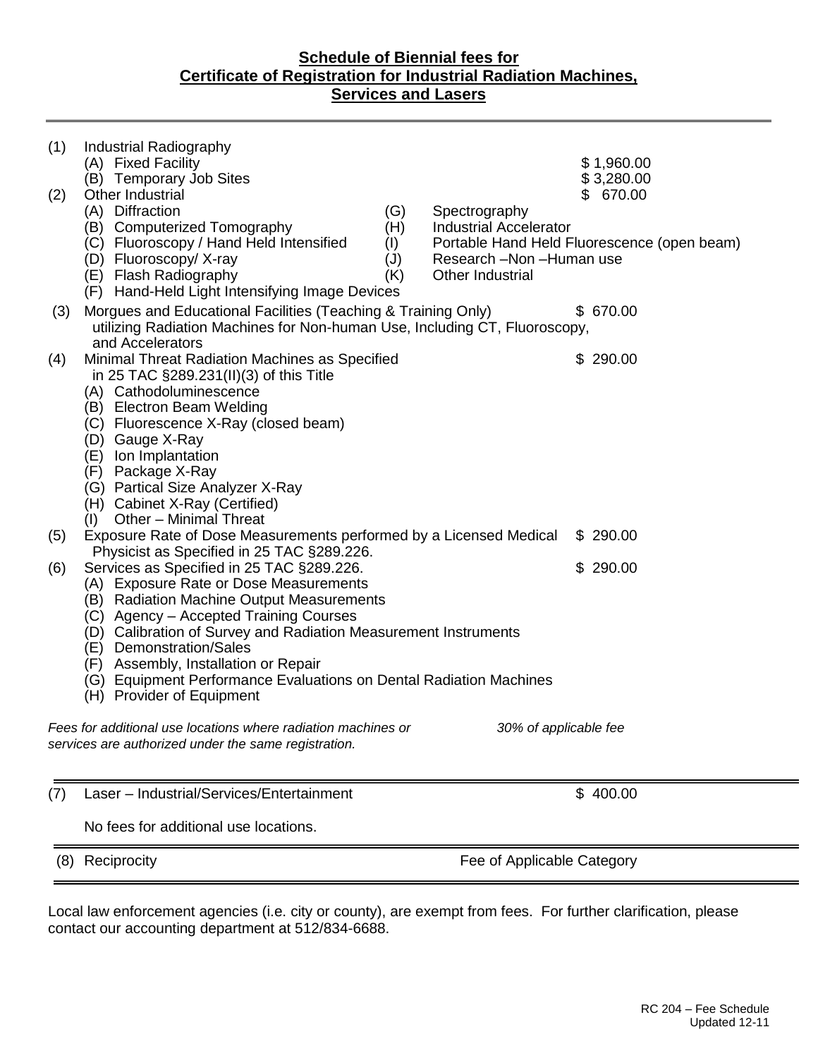**Schedule of Biennial fees for**
**Certificate of Registration for Industrial Radiation Machines, Services and Lasers**

---

| | | |
|---|---|---|
| (1) | Industrial Radiography | |
| | (A) Fixed Facility | $ 1,960.00 |
| | (B) Temporary Job Sites | $ 3,280.00 |
| (2) | Other Industrial | $ 670.00 |
| | (A) Diffraction<br>(B) Computerized Tomography<br>(C) Fluoroscopy / Hand Held Intensified<br>(D) Fluoroscopy/ X-ray<br>(E) Flash Radiography<br>(F) Hand-Held Light Intensifying Image Devices<br>(G) Spectrography<br>(H) Industrial Accelerator<br>(I) Portable Hand Held Fluorescence (open beam)<br>(J) Research –Non –Human use<br>(K) Other Industrial | |
| (3) | Morgues and Educational Facilities (Teaching & Training Only) utilizing Radiation Machines for Non-human Use, Including CT, Fluoroscopy, and Accelerators | $ 670.00 |
| (4) | Minimal Threat Radiation Machines as Specified in 25 TAC §289.231(II)(3) of this Title<br>(A) Cathodoluminescence<br>(B) Electron Beam Welding<br>(C) Fluorescence X-Ray (closed beam)<br>(D) Gauge X-Ray<br>(E) Ion Implantation<br>(F) Package X-Ray<br>(G) Partical Size Analyzer X-Ray<br>(H) Cabinet X-Ray (Certified)<br>(I) Other – Minimal Threat | $ 290.00 |
| (5) | Exposure Rate of Dose Measurements performed by a Licensed Medical Physicist as Specified in 25 TAC §289.226. | $ 290.00 |
| (6) | Services as Specified in 25 TAC §289.226.<br>(A) Exposure Rate or Dose Measurements<br>(B) Radiation Machine Output Measurements<br>(C) Agency – Accepted Training Courses<br>(D) Calibration of Survey and Radiation Measurement Instruments<br>(E) Demonstration/Sales<br>(F) Assembly, Installation or Repair<br>(G) Equipment Performance Evaluations on Dental Radiation Machines<br>(H) Provider of Equipment | $ 290.00 |
| | *Fees for additional use locations where radiation machines or services are authorized under the same registration.* | *30% of applicable fee* |
| (7) | Laser – Industrial/Services/Entertainment<br><br>No fees for additional use locations. | $ 400.00 |
| (8) | Reciprocity | Fee of Applicable Category |

Local law enforcement agencies (i.e. city or county), are exempt from fees. For further clarification, please contact our accounting department at 512/834-6688.

RC 204 – Fee Schedule
Updated 12-11